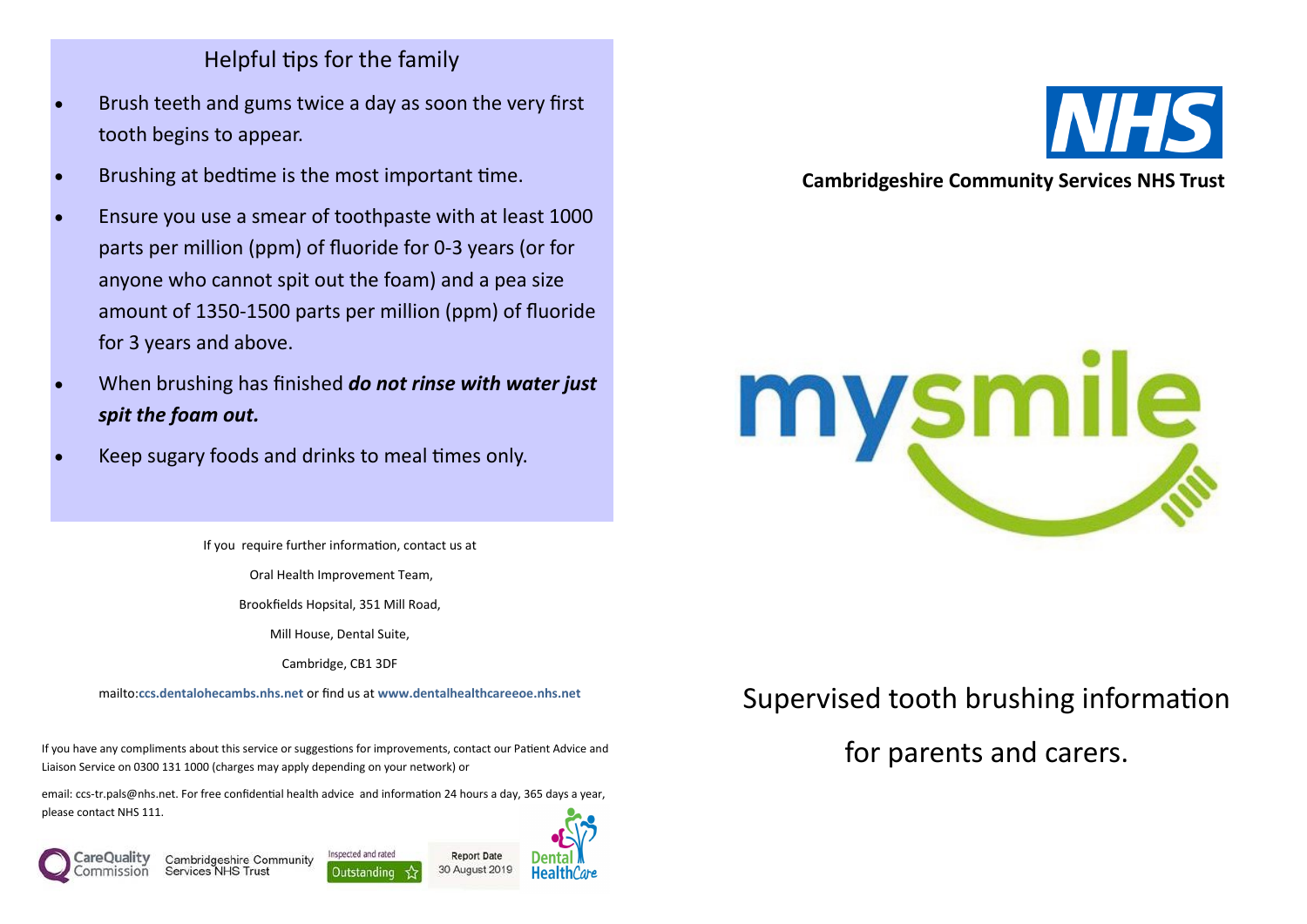## Helpful tips for the family

- Brush teeth and gums twice a day as soon the very first tooth begins to appear.
- Brushing at bedtime is the most important time.
- Ensure you use a smear of toothpaste with at least 1000 parts per million (ppm) of fluoride for 0-3 years (or for anyone who cannot spit out the foam) and a pea size amount of 1350-1500 parts per million (ppm) of fluoride for 3 years and above.
- When brushing has finished ***do not rinse with water just spit the foam out.***
- Keep sugary foods and drinks to meal times only.

If you require further information, contact us at

Oral Health Improvement Team,

Brookfields Hopsital, 351 Mill Road,

Mill House, Dental Suite,

Cambridge, CB1 3DF

mailto:**ccs.dentalohecambs.nhs.net** or find us at **www.dentalhealthcareeoe.nhs.net**

If you have any compliments about this service or suggestions for improvements, contact our Patient Advice and Liaison Service on 0300 131 1000 (charges may apply depending on your network) or

email: ccs-tr.pals@nhs.net. For free confidential health advice and information 24 hours a day, 365 days a year, please contact NHS 111.

CareQuality Commission — Cambridgeshire Community Services NHS Trust — Inspected and rated Outstanding — Report Date 30 August 2019 — Dental HealthCare

NHS

**Cambridgeshire Community Services NHS Trust**

mysmile

# Supervised tooth brushing information for parents and carers.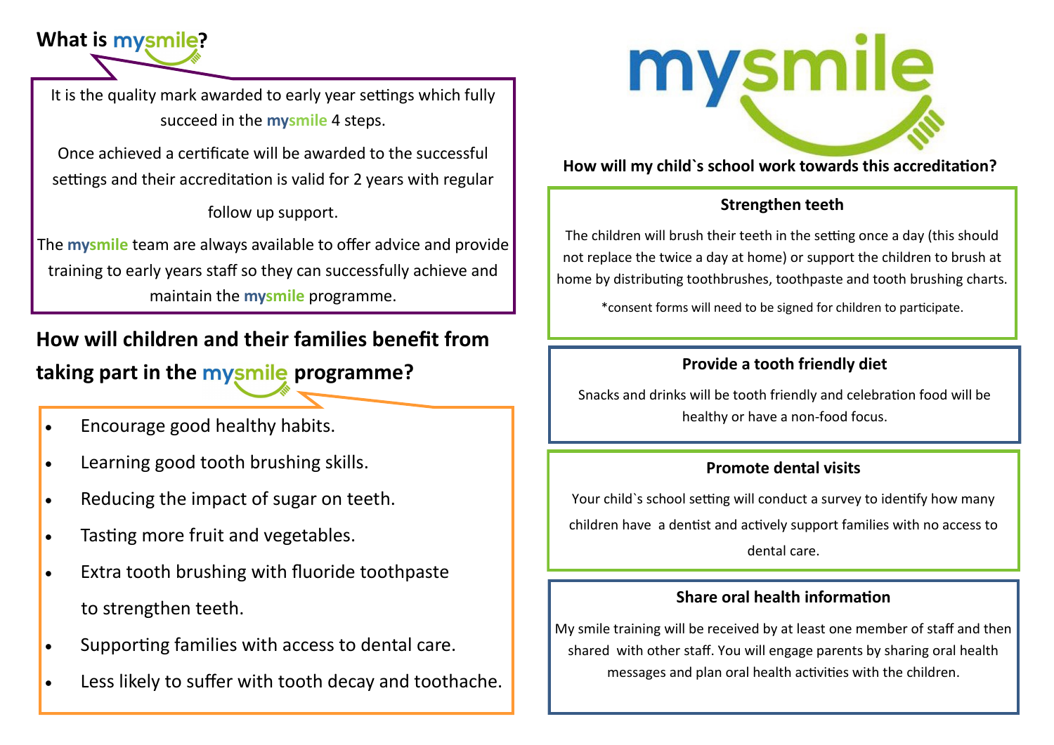## What is mysmile?

It is the quality mark awarded to early year settings which fully succeed in the mysmile 4 steps.

Once achieved a certificate will be awarded to the successful settings and their accreditation is valid for 2 years with regular follow up support.

The mysmile team are always available to offer advice and provide training to early years staff so they can successfully achieve and maintain the mysmile programme.

## How will children and their families benefit from taking part in the mysmile programme?

- Encourage good healthy habits.
- Learning good tooth brushing skills.
- Reducing the impact of sugar on teeth.
- Tasting more fruit and vegetables.
- Extra tooth brushing with fluoride toothpaste to strengthen teeth.
- Supporting families with access to dental care.
- Less likely to suffer with tooth decay and toothache.

mysmile

**How will my child`s school work towards this accreditation?**

### Strengthen teeth

The children will brush their teeth in the setting once a day (this should not replace the twice a day at home) or support the children to brush at home by distributing toothbrushes, toothpaste and tooth brushing charts.

*consent forms will need to be signed for children to participate.

### Provide a tooth friendly diet

Snacks and drinks will be tooth friendly and celebration food will be healthy or have a non-food focus.

### Promote dental visits

Your child`s school setting will conduct a survey to identify how many children have a dentist and actively support families with no access to dental care.

### Share oral health information

My smile training will be received by at least one member of staff and then shared with other staff. You will engage parents by sharing oral health messages and plan oral health activities with the children.